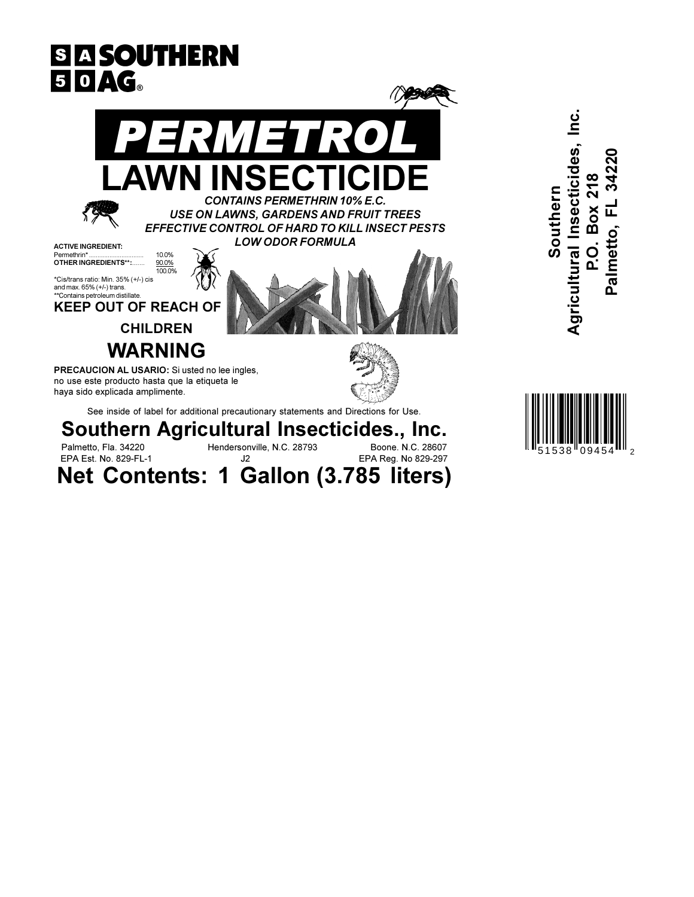**SOUTHERN AG®**

# PERMETROL

## LAWN INSECTICIDE

***CONTAINS PERMETHRIN 10% E.C.***
***USE ON LAWNS, GARDENS AND FRUIT TREES***
***EFFECTIVE CONTROL OF HARD TO KILL INSECT PESTS***
***LOW ODOR FORMULA***

| **ACTIVE INGREDIENT:** | |
|---|---|
| Permethrin* | 10.0% |
| **OTHER INGREDIENTS**:** | 90.0% |
| | 100.0% |

*Cis/trans ratio: Min. 35% (+/-) cis and max. 65% (+/-) trans.
**Contains petroleum distillate.

**KEEP OUT OF REACH OF CHILDREN**

## WARNING

**PRECAUCION AL USARIO:** Si usted no lee ingles, no use este producto hasta que la etiqueta le haya sido explicada amplimente.

See inside of label for additional precautionary statements and Directions for Use.

## Southern Agricultural Insecticides., Inc.

Palmetto, Fla. 34220 | Hendersonville, N.C. 28793 | Boone. N.C. 28607

EPA Est. No. 829-FL-1 | J2 | EPA Reg. No 829-297

## Net Contents: 1 Gallon (3.785 liters)

**Southern Agricultural Insecticides, Inc.**
**P.O. Box 218**
**Palmetto, FL 34220**

51538 09454 2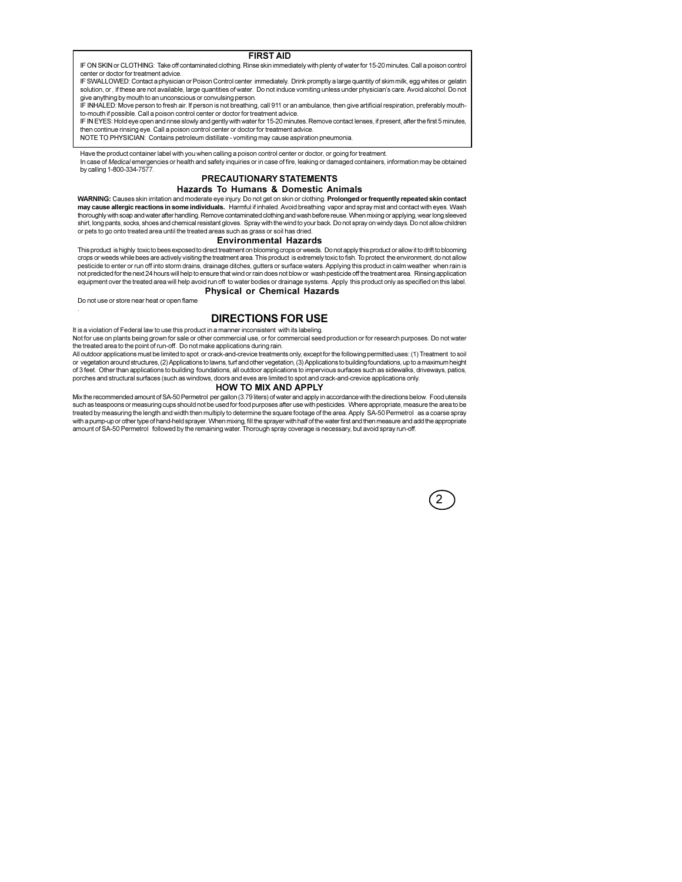## FIRST AID

IF ON SKIN or CLOTHING: Take off contaminated clothing. Rinse skin immediately with plenty of water for 15-20 minutes. Call a poison control center or doctor for treatment advice.

IF SWALLOWED: Contact a physician or Poison Control center immediately. Drink promptly a large quantity of skim milk, egg whites or gelatin solution, or , if these are not available, large quantities of water. Do not induce vomiting unless under physician's care. Avoid alcohol. Do not give anything by mouth to an unconscious or convulsing person.

IF INHALED: Move person to fresh air. If person is not breathing, call 911 or an ambulance, then give artificial respiration, preferably mouth-to-mouth if possible. Call a poison control center or doctor for treatment advice.

IF IN EYES: Hold eye open and rinse slowly and gently with water for 15-20 minutes. Remove contact lenses, if present, after the first 5 minutes, then continue rinsing eye. Call a poison control center or doctor for treatment advice.

NOTE TO PHYSICIAN: Contains petroleum distillate - vomiting may cause aspiration pneumonia.

Have the product container label with you when calling a poison control center or doctor, or going for treatment.
In case of *Medical* emergencies or health and safety inquiries or in case of fire, leaking or damaged containers, information may be obtained by calling 1-800-334-7577.

## PRECAUTIONARY STATEMENTS

### Hazards To Humans & Domestic Animals

**WARNING:** Causes skin irritation and moderate eye injury. Do not get on skin or clothing. **Prolonged or frequently repeated skin contact may cause allergic reactions in some individuals.** Harmful if inhaled. Avoid breathing vapor and spray mist and contact with eyes. Wash thoroughly with soap and water after handling. Remove contaminated clothing and wash before reuse. When mixing or applying, wear long sleeved shirt, long pants, socks, shoes and chemical resistant gloves. Spray with the wind to your back. Do not spray on windy days. Do not allow children or pets to go onto treated area until the treated areas such as grass or soil has dried.

### Environmental Hazards

This product is highly toxic to bees exposed to direct treatment on blooming crops or weeds. Do not apply this product or allow it to drift to blooming crops or weeds while bees are actively visiting the treatment area. This product is extremely toxic to fish. To protect the environment, do not allow pesticide to enter or run off into storm drains, drainage ditches, gutters or surface waters. Applying this product in calm weather when rain is not predicted for the next 24 hours will help to ensure that wind or rain does not blow or wash pesticide off the treatment area. Rinsing application equipment over the treated area will help avoid run off to water bodies or drainage systems. Apply this product only as specified on this label.

### Physical or Chemical Hazards

Do not use or store near heat or open flame

.

## DIRECTIONS FOR USE

It is a violation of Federal law to use this product in a manner inconsistent with its labeling.
Not for use on plants being grown for sale or other commercial use, or for commercial seed production or for research purposes. Do not water the treated area to the point of run-off. Do not make applications during rain.
All outdoor applications must be limited to spot or crack-and-crevice treatments only, except for the following permitted uses: (1) Treatment to soil or vegetation around structures, (2) Applications to lawns, turf and other vegetation, (3) Applications to building foundations, up to a maximum height of 3 feet. Other than applications to building foundations, all outdoor applications to impervious surfaces such as sidewalks, driveways, patios, porches and structural surfaces (such as windows, doors and eves are limited to spot and crack-and-crevice applications only.

### HOW TO MIX AND APPLY

Mix the recommended amount of SA-50 Permetrol per gallon (3.79 liters) of water and apply in accordance with the directions below. Food utensils such as teaspoons or measuring cups should not be used for food purposes after use with pesticides. Where appropriate, measure the area to be treated by measuring the length and width then multiply to determine the square footage of the area. Apply SA-50 Permetrol as a coarse spray with a pump-up or other type of hand-held sprayer. When mixing, fill the sprayer with half of the water first and then measure and add the appropriate amount of SA-50 Permetrol followed by the remaining water. Thorough spray coverage is necessary, but avoid spray run-off.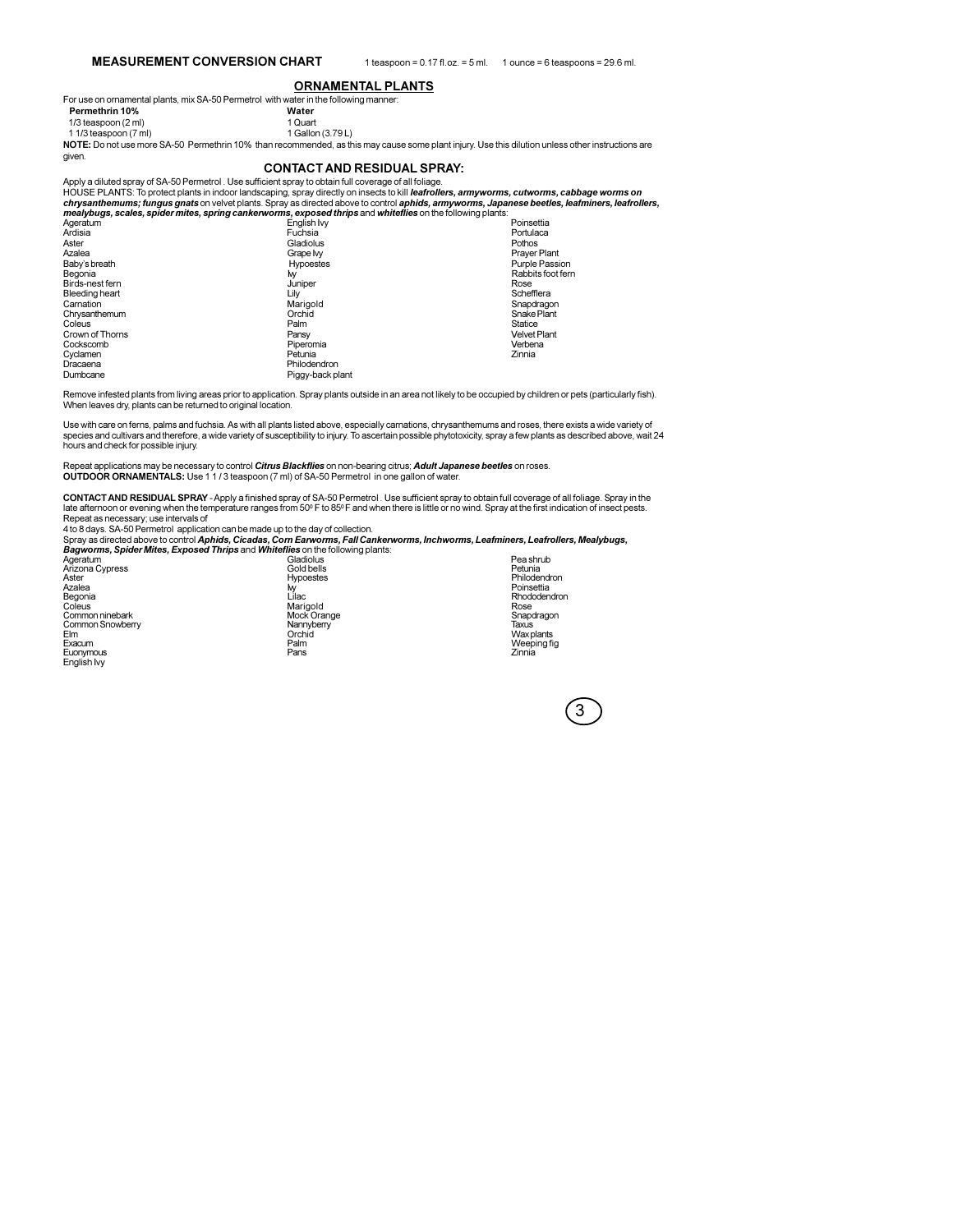**MEASUREMENT CONVERSION CHART** 1 teaspoon = 0.17 fl.oz. = 5 ml. 1 ounce = 6 teaspoons = 29.6 ml.

## ORNAMENTAL PLANTS

For use on ornamental plants, mix SA-50 Permetrol with water in the following manner:

| Permethrin 10% | Water |
|---|---|
| 1/3 teaspoon (2 ml) | 1 Quart |
| 1 1/3 teaspoon (7 ml) | 1 Gallon (3.79 L) |

**NOTE:** Do not use more SA-50 Permethrin 10% than recommended, as this may cause some plant injury. Use this dilution unless other instructions are given.

## CONTACT AND RESIDUAL SPRAY:

Apply a diluted spray of SA-50 Permetrol . Use sufficient spray to obtain full coverage of all foliage.

HOUSE PLANTS: To protect plants in indoor landscaping, spray directly on insects to kill ***leafrollers, armyworms, cutworms, cabbage worms on chrysanthemums; fungus gnats*** on velvet plants. Spray as directed above to control ***aphids, armyworms, Japanese beetles, leafminers, leafrollers, mealybugs, scales, spider mites, spring cankerworms, exposed thrips*** and ***whiteflies*** on the following plants:

Ageratum, Ardisia, Aster, Azalea, Baby's breath, Begonia, Birds-nest fern, Bleeding heart, Carnation, Chrysanthemum, Coleus, Crown of Thorns, Cockscomb, Cyclamen, Dracaena, Dumbcane, English Ivy, Fuchsia, Gladiolus, Grape Ivy, Hypoestes, Ivy, Juniper, Lily, Marigold, Orchid, Palm, Pansy, Piperomia, Petunia, Philodendron, Piggy-back plant, Poinsettia, Portulaca, Pothos, Prayer Plant, Purple Passion, Rabbits foot fern, Rose, Schefflera, Snapdragon, Snake Plant, Statice, Velvet Plant, Verbena, Zinnia

Remove infested plants from living areas prior to application. Spray plants outside in an area not likely to be occupied by children or pets (particularly fish). When leaves dry, plants can be returned to original location.

Use with care on ferns, palms and fuchsia. As with all plants listed above, especially carnations, chrysanthemums and roses, there exists a wide variety of species and cultivars and therefore, a wide variety of susceptibility to injury. To ascertain possible phytotoxicity, spray a few plants as described above, wait 24 hours and check for possible injury.

Repeat applications may be necessary to control ***Citrus Blackflies*** on non-bearing citrus; ***Adult Japanese beetles*** on roses.

**OUTDOOR ORNAMENTALS:** Use 1 1 / 3 teaspoon (7 ml) of SA-50 Permetrol in one gallon of water.

**CONTACT AND RESIDUAL SPRAY** - Apply a finished spray of SA-50 Permetrol . Use sufficient spray to obtain full coverage of all foliage. Spray in the late afternoon or evening when the temperature ranges from 50º F to 85º F and when there is little or no wind. Spray at the first indication of insect pests. Repeat as necessary; use intervals of 4 to 8 days. SA-50 Permetrol application can be made up to the day of collection.

Spray as directed above to control ***Aphids, Cicadas, Corn Earworms, Fall Cankerworms, Inchworms, Leafminers, Leafrollers, Mealybugs, Bagworms, Spider Mites, Exposed Thrips*** and ***Whiteflies*** on the following plants:

Ageratum, Arizona Cypress, Aster, Azalea, Begonia, Coleus, Common ninebark, Common Snowberry, Elm, Exacum, Euonymous, English Ivy, Gladiolus, Gold bells, Hypoestes, Ivy, Lilac, Marigold, Mock Orange, Nannyberry, Orchid, Palm, Pans, Pea shrub, Petunia, Philodendron, Poinsettia, Rhododendron, Rose, Snapdragon, Taxus, Wax plants, Weeping fig, Zinnia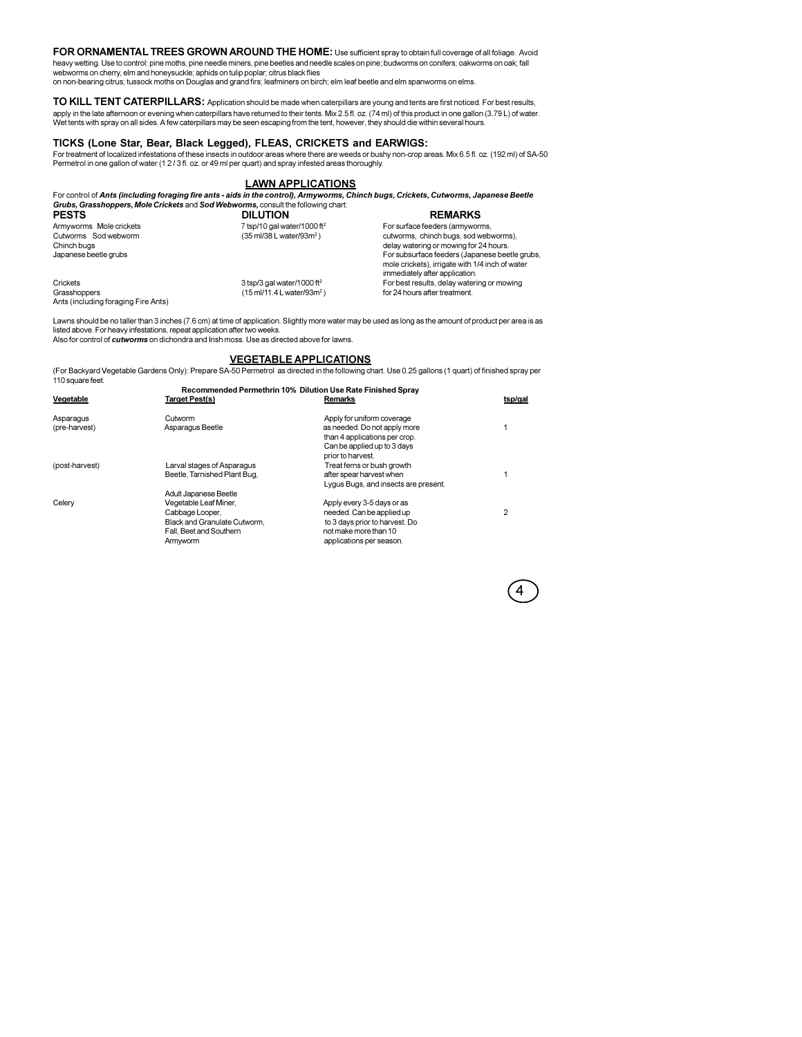**FOR ORNAMENTAL TREES GROWN AROUND THE HOME:** Use sufficient spray to obtain full coverage of all foliage. Avoid heavy wetting. Use to control: pine moths, pine needle miners, pine beetles and needle scales on pine; budworms on conifers; oakworms on oak; fall webworms on cherry, elm and honeysuckle; aphids on tulip poplar; citrus black flies on non-bearing citrus; tussock moths on Douglas and grand firs; leafminers on birch; elm leaf beetle and elm spanworms on elms.

**TO KILL TENT CATERPILLARS:** Application should be made when caterpillars are young and tents are first noticed. For best results, apply in the late afternoon or evening when caterpillars have returned to their tents. Mix 2.5 fl. oz. (74 ml) of this product in one gallon (3.79 L) of water. Wet tents with spray on all sides. A few caterpillars may be seen escaping from the tent, however, they should die within several hours.

**TICKS (Lone Star, Bear, Black Legged), FLEAS, CRICKETS and EARWIGS:**

For treatment of localized infestations of these insects in outdoor areas where there are weeds or bushy non-crop areas. Mix 6.5 fl. oz. (192 ml) of SA-50 Permetrol in one gallon of water (1 2 / 3 fl. oz. or 49 ml per quart) and spray infested areas thoroughly.

## LAWN APPLICATIONS

For control of ***Ants (including foraging fire ants - aids in the control), Armyworms, Chinch bugs, Crickets, Cutworms, Japanese Beetle Grubs, Grasshoppers, Mole Crickets*** and ***Sod Webworms,*** consult the following chart:

| PESTS | DILUTION | REMARKS |
|---|---|---|
| Armyworms Mole crickets<br>Cutworms Sod webworm<br>Chinch bugs<br>Japanese beetle grubs | 7 tsp/10 gal water/1000 $ft^2$<br>(35 ml/38 L water/93$m^2$) | For surface feeders (armyworms, cutworms, chinch bugs, sod webworms), delay watering or mowing for 24 hours.<br>For subsurface feeders (Japanese beetle grubs, mole crickets), irrigate with 1/4 inch of water immediately after application. |
| Crickets<br>Grasshoppers<br>Ants (including foraging Fire Ants) | 3 tsp/3 gal water/1000 $ft^2$<br>(15 ml/11.4 L water/93$m^2$) | For best results, delay watering or mowing for 24 hours after treatment. |

Lawns should be no taller than 3 inches (7.6 cm) at time of application. Slightly more water may be used as long as the amount of product per area is as listed above. For heavy infestations, repeat application after two weeks.

Also for control of ***cutworms*** on dichondra and Irish moss. Use as directed above for lawns.

## VEGETABLE APPLICATIONS

(For Backyard Vegetable Gardens Only): Prepare SA-50 Permetrol as directed in the following chart. Use 0.25 gallons (1 quart) of finished spray per 110 square feet.

**Recommended Permethrin 10% Dilution Use Rate Finished Spray**

| Vegetable | Target Pest(s) | Remarks | tsp/gal |
|---|---|---|---|
| Asparagus (pre-harvest) | Cutworm<br>Asparagus Beetle | Apply for uniform coverage as needed. Do not apply more than 4 applications per crop. Can be applied up to 3 days prior to harvest. | 1 |
| (post-harvest) | Larval stages of Asparagus Beetle, Tarnished Plant Bug, Adult Japanese Beetle | Treat ferns or bush growth after spear harvest when Lygus Bugs, and insects are present. | 1 |
| Celery | Vegetable Leaf Miner, Cabbage Looper, Black and Granulate Cutworm, Fall, Beet and Southern Armyworm | Apply every 3-5 days or as needed. Can be applied up to 3 days prior to harvest. Do not make more than 10 applications per season. | 2 |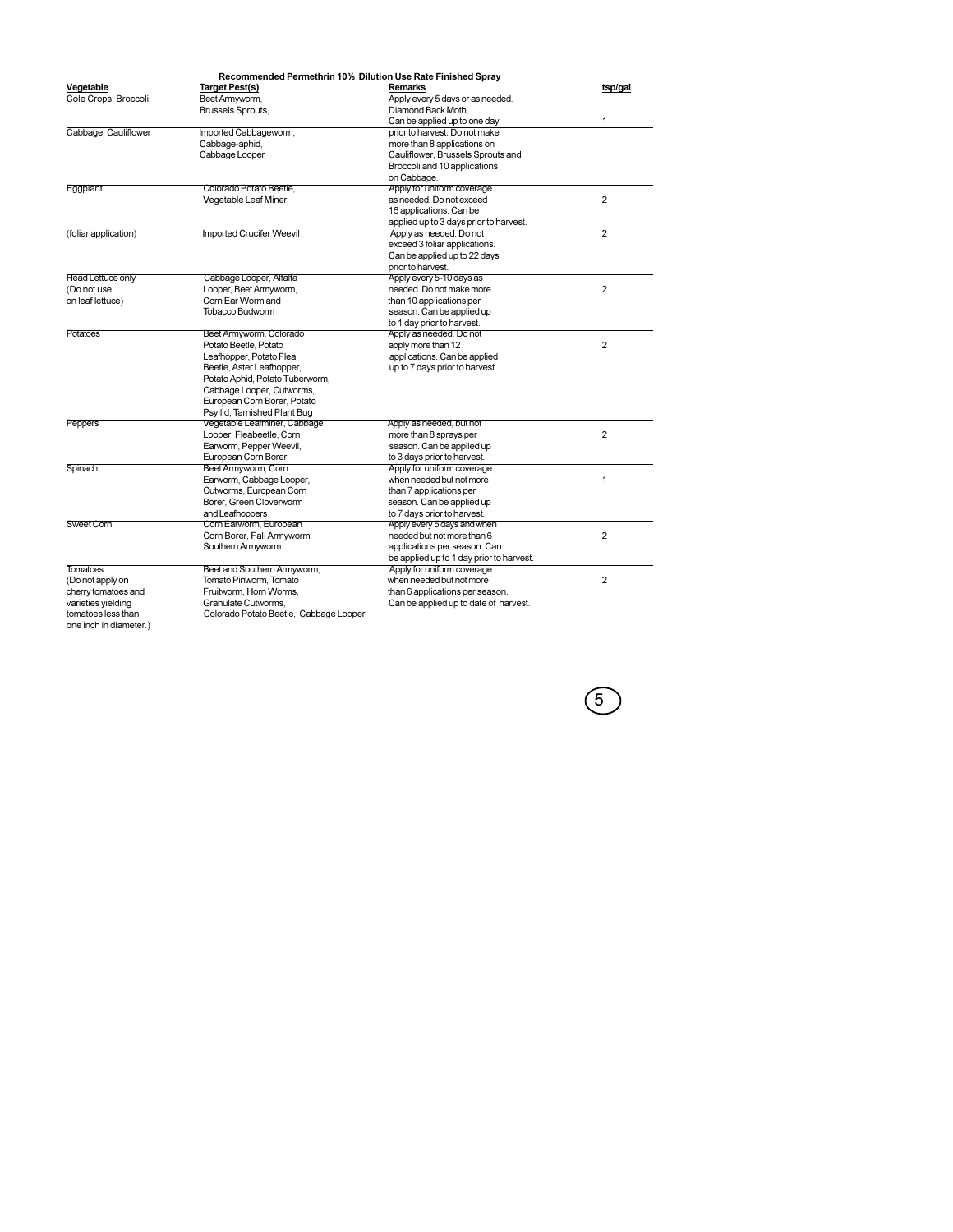**Recommended Permethrin 10% Dilution Use Rate Finished Spray**

| Vegetable | Target Pest(s) | Remarks | tsp/gal |
|---|---|---|---|
| Cole Crops: Broccoli, Brussels Sprouts, Cabbage, Cauliflower | Beet Armyworm, Diamond Back Moth, Imported Cabbageworm, Cabbage-aphid, Cabbage Looper | Apply every 5 days or as needed. Can be applied up to one day prior to harvest. Do not make more than 8 applications on Cauliflower, Brussels Sprouts and Broccoli and 10 applications on Cabbage. | 1 |
| Eggplant | Colorado Potato Beetle, Vegetable Leaf Miner | Apply for uniform coverage as needed. Do not exceed 16 applications. Can be applied up to 3 days prior to harvest. | 2 |
| (foliar application) | Imported Crucifer Weevil | Apply as needed. Do not exceed 3 foliar applications. Can be applied up to 22 days prior to harvest. | 2 |
| Head Lettuce only (Do not use on leaf lettuce) | Cabbage Looper, Alfalfa Looper, Beet Armyworm, Corn Ear Worm and Tobacco Budworm | Apply every 5-10 days as needed. Do not make more than 10 applications per season. Can be applied up to 1 day prior to harvest. | 2 |
| Potatoes | Beet Armyworm, Colorado Potato Beetle, Potato Leafhopper, Potato Flea Beetle, Aster Leafhopper, Potato Aphid, Potato Tuberworm, Cabbage Looper, Cutworms, European Corn Borer, Potato Psyllid, Tarnished Plant Bug | Apply as needed. Do not apply more than 12 applications. Can be applied up to 7 days prior to harvest. | 2 |
| Peppers | Vegetable Leafminer, Cabbage Looper, Fleabeetle, Corn Earworm, Pepper Weevil, European Corn Borer | Apply as needed, but not more than 8 sprays per season. Can be applied up to 3 days prior to harvest. | 2 |
| Spinach | Beet Armyworm, Corn Earworm, Cabbage Looper, Cutworms, European Corn Borer, Green Cloverworm and Leafhoppers | Apply for uniform coverage when needed but not more than 7 applications per season. Can be applied up to 7 days prior to harvest. | 1 |
| Sweet Corn | Corn Earworm, European Corn Borer, Fall Armyworm, Southern Armyworm | Apply every 5 days and when needed but not more than 6 applications per season. Can be applied up to 1 day prior to harvest. | 2 |
| Tomatoes (Do not apply on cherry tomatoes and varieties yielding tomatoes less than one inch in diameter.) | Beet and Southern Armyworm, Tomato Pinworm, Tomato Fruitworm, Horn Worms, Granulate Cutworms, Colorado Potato Beetle, Cabbage Looper | Apply for uniform coverage when needed but not more than 6 applications per season. Can be applied up to date of harvest. | 2 |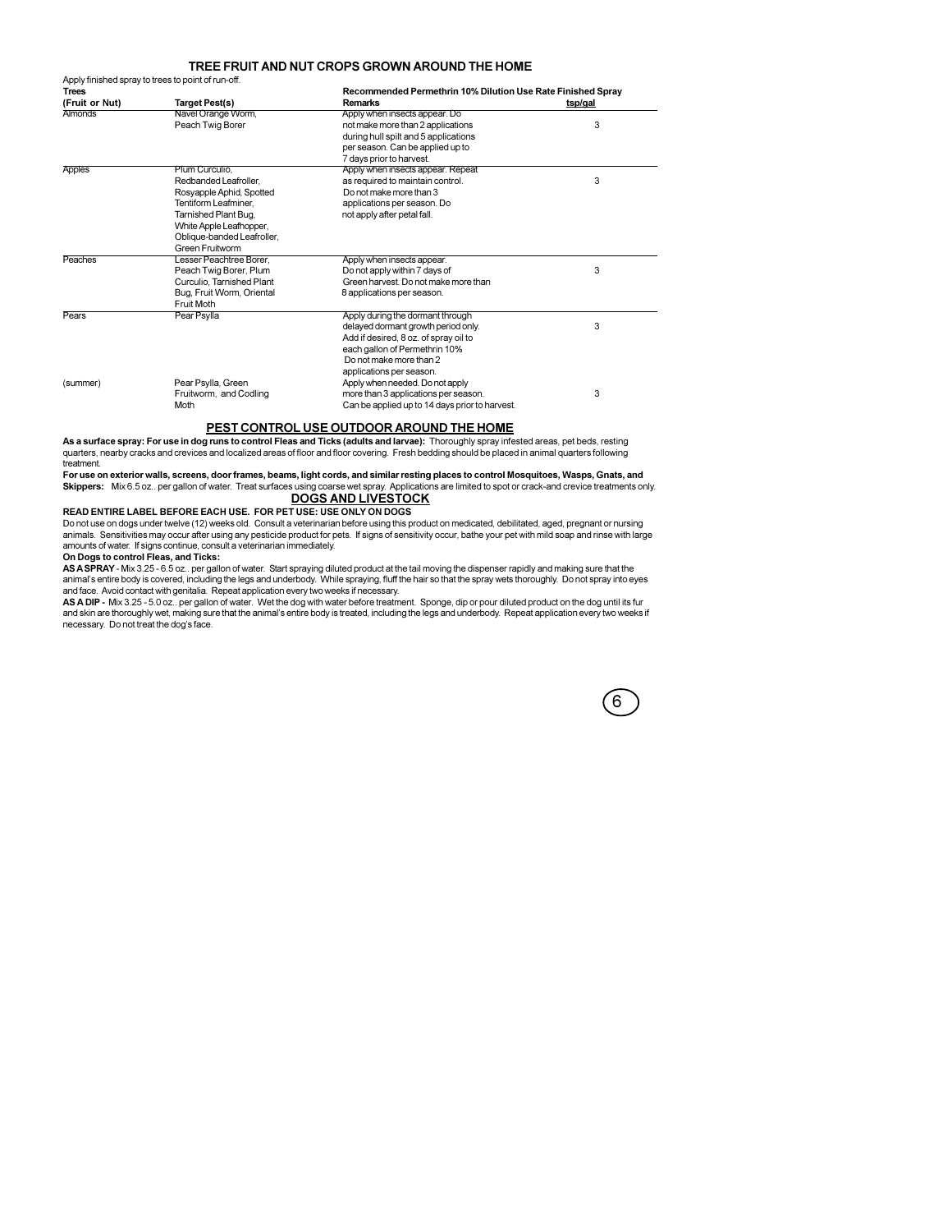## TREE FRUIT AND NUT CROPS GROWN AROUND THE HOME

Apply finished spray to trees to point of run-off.

| Trees (Fruit or Nut) | Target Pest(s) | Recommended Permethrin 10% Dilution Use Rate Finished Spray Remarks | tsp/gal |
|---|---|---|---|
| Almonds | Navel Orange Worm, Peach Twig Borer | Apply when insects appear. Do not make more than 2 applications during hull spilt and 5 applications per season. Can be applied up to 7 days prior to harvest. | 3 |
| Apples | Plum Curculio, Redbanded Leafroller, Rosyapple Aphid, Spotted Tentiform Leafminer, Tarnished Plant Bug, White Apple Leafhopper, Oblique-banded Leafroller, Green Fruitworm | Apply when insects appear. Repeat as required to maintain control. Do not make more than 3 applications per season. Do not apply after petal fall. | 3 |
| Peaches | Lesser Peachtree Borer, Peach Twig Borer, Plum Curculio, Tarnished Plant Bug, Fruit Worm, Oriental Fruit Moth | Apply when insects appear. Do not apply within 7 days of Green harvest. Do not make more than 8 applications per season. | 3 |
| Pears | Pear Psylla | Apply during the dormant through delayed dormant growth period only. Add if desired, 8 oz. of spray oil to each gallon of Permethrin 10% Do not make more than 2 applications per season. | 3 |
| (summer) | Pear Psylla, Green Fruitworm, and Codling Moth | Apply when needed. Do not apply more than 3 applications per season. Can be applied up to 14 days prior to harvest. | 3 |

## PEST CONTROL USE OUTDOOR AROUND THE HOME

**As a surface spray: For use in dog runs to control Fleas and Ticks (adults and larvae):** Thoroughly spray infested areas, pet beds, resting quarters, nearby cracks and crevices and localized areas of floor and floor covering. Fresh bedding should be placed in animal quarters following treatment.

**For use on exterior walls, screens, door frames, beams, light cords, and similar resting places to control Mosquitoes, Wasps, Gnats, and Skippers:** Mix 6.5 oz.. per gallon of water. Treat surfaces using coarse wet spray. Applications are limited to spot or crack-and crevice treatments only.

## DOGS AND LIVESTOCK

**READ ENTIRE LABEL BEFORE EACH USE. FOR PET USE: USE ONLY ON DOGS**

Do not use on dogs under twelve (12) weeks old. Consult a veterinarian before using this product on medicated, debilitated, aged, pregnant or nursing animals. Sensitivities may occur after using any pesticide product for pets. If signs of sensitivity occur, bathe your pet with mild soap and rinse with large amounts of water. If signs continue, consult a veterinarian immediately.

**On Dogs to control Fleas, and Ticks:**

**AS A SPRAY** - Mix 3.25 - 6.5 oz.. per gallon of water. Start spraying diluted product at the tail moving the dispenser rapidly and making sure that the animal's entire body is covered, including the legs and underbody. While spraying, fluff the hair so that the spray wets thoroughly. Do not spray into eyes and face. Avoid contact with genitalia. Repeat application every two weeks if necessary.

**AS A DIP -** Mix 3.25 - 5.0 oz.. per gallon of water. Wet the dog with water before treatment. Sponge, dip or pour diluted product on the dog until its fur and skin are thoroughly wet, making sure that the animal's entire body is treated, including the legs and underbody. Repeat application every two weeks if necessary. Do not treat the dog's face.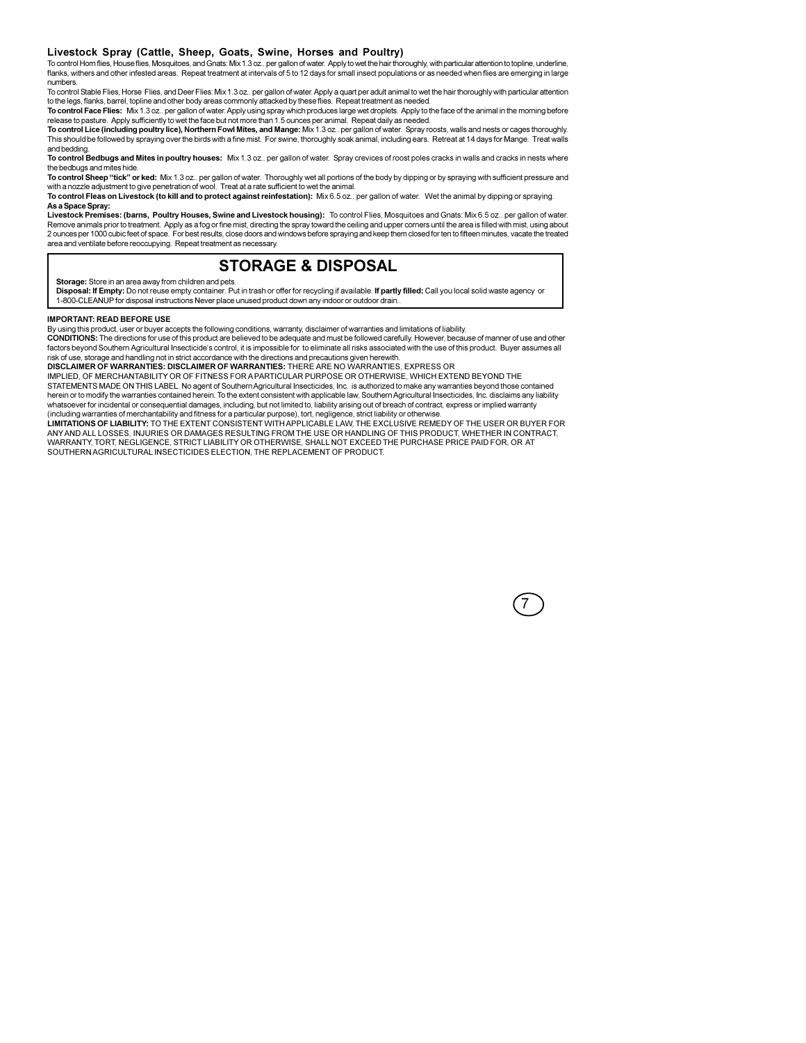### Livestock Spray (Cattle, Sheep, Goats, Swine, Horses and Poultry)

To control Horn flies, House flies, Mosquitoes, and Gnats: Mix 1.3 oz.. per gallon of water. Apply to wet the hair thoroughly, with particular attention to topline, underline, flanks, withers and other infested areas. Repeat treatment at intervals of 5 to 12 days for small insect populations or as needed when flies are emerging in large numbers.

To control Stable Flies, Horse Flies, and Deer Flies: Mix 1.3 oz.. per gallon of water. Apply a quart per adult animal to wet the hair thoroughly with particular attention to the legs, flanks, barrel, topline and other body areas commonly attacked by these flies. Repeat treatment as needed.

**To control Face Flies:** Mix 1.3 oz.. per gallon of water. Apply using spray which produces large wet droplets. Apply to the face of the animal in the morning before release to pasture. Apply sufficiently to wet the face but not more than 1.5 ounces per animal. Repeat daily as needed.

**To control Lice (including poultry lice), Northern Fowl Mites, and Mange:** Mix 1.3 oz.. per gallon of water. Spray roosts, walls and nests or cages thoroughly. This should be followed by spraying over the birds with a fine mist. For swine, thoroughly soak animal, including ears. Retreat at 14 days for Mange. Treat walls and bedding.

**To control Bedbugs and Mites in poultry houses:** Mix 1.3 oz.. per gallon of water. Spray crevices of roost poles cracks in walls and cracks in nests where the bedbugs and mites hide.

**To control Sheep "tick" or ked:** Mix 1.3 oz.. per gallon of water. Thoroughly wet all portions of the body by dipping or by spraying with sufficient pressure and with a nozzle adjustment to give penetration of wool. Treat at a rate sufficient to wet the animal.

**To control Fleas on Livestock (to kill and to protect against reinfestation):** Mix 6.5 oz.. per gallon of water. Wet the animal by dipping or spraying.

**As a Space Spray:**

**Livestock Premises: (barns, Poultry Houses, Swine and Livestock housing):** To control Flies, Mosquitoes and Gnats: Mix 6.5 oz.. per gallon of water. Remove animals prior to treatment. Apply as a fog or fine mist, directing the spray toward the ceiling and upper corners until the area is filled with mist, using about 2 ounces per 1000 cubic feet of space. For best results, close doors and windows before spraying and keep them closed for ten to fifteen minutes, vacate the treated area and ventilate before reoccupying. Repeat treatment as necessary.

## STORAGE & DISPOSAL

**Storage:** Store in an area away from children and pets.

**Disposal: If Empty:** Do not reuse empty container. Put in trash or offer for recycling if available. **If partly filled:** Call you local solid waste agency or 1-800-CLEANUP for disposal instructions Never place unused product down any indoor or outdoor drain..

**IMPORTANT: READ BEFORE USE**

By using this product, user or buyer accepts the following conditions, warranty, disclaimer of warranties and limitations of liability.

**CONDITIONS:** The directions for use of this product are believed to be adequate and must be followed carefully. However, because of manner of use and other factors beyond Southern Agricultural Insecticide's control, it is impossible for to eliminate all risks associated with the use of this product. Buyer assumes all risk of use, storage and handling not in strict accordance with the directions and precautions given herewith.

**DISCLAIMER OF WARRANTIES: DISCLAIMER OF WARRANTIES:** THERE ARE NO WARRANTIES, EXPRESS OR IMPLIED, OF MERCHANTABILITY OR OF FITNESS FOR A PARTICULAR PURPOSE OR OTHERWISE, WHICH EXTEND BEYOND THE STATEMENTS MADE ON THIS LABEL. No agent of Southern Agricultural Insecticides, Inc. is authorized to make any warranties beyond those contained herein or to modify the warranties contained herein. To the extent consistent with applicable law, Southern Agricultural Insecticides, Inc. disclaims any liability whatsoever for incidental or consequential damages, including, but not limited to, liability arising out of breach of contract, express or implied warranty (including warranties of merchantability and fitness for a particular purpose), tort, negligence, strict liability or otherwise.

**LIMITATIONS OF LIABILITY:** TO THE EXTENT CONSISTENT WITH APPLICABLE LAW, THE EXCLUSIVE REMEDY OF THE USER OR BUYER FOR ANY AND ALL LOSSES, INJURIES OR DAMAGES RESULTING FROM THE USE OR HANDLING OF THIS PRODUCT, WHETHER IN CONTRACT, WARRANTY, TORT, NEGLIGENCE, STRICT LIABILITY OR OTHERWISE, SHALL NOT EXCEED THE PURCHASE PRICE PAID FOR, OR AT SOUTHERN AGRICULTURAL INSECTICIDES ELECTION, THE REPLACEMENT OF PRODUCT.